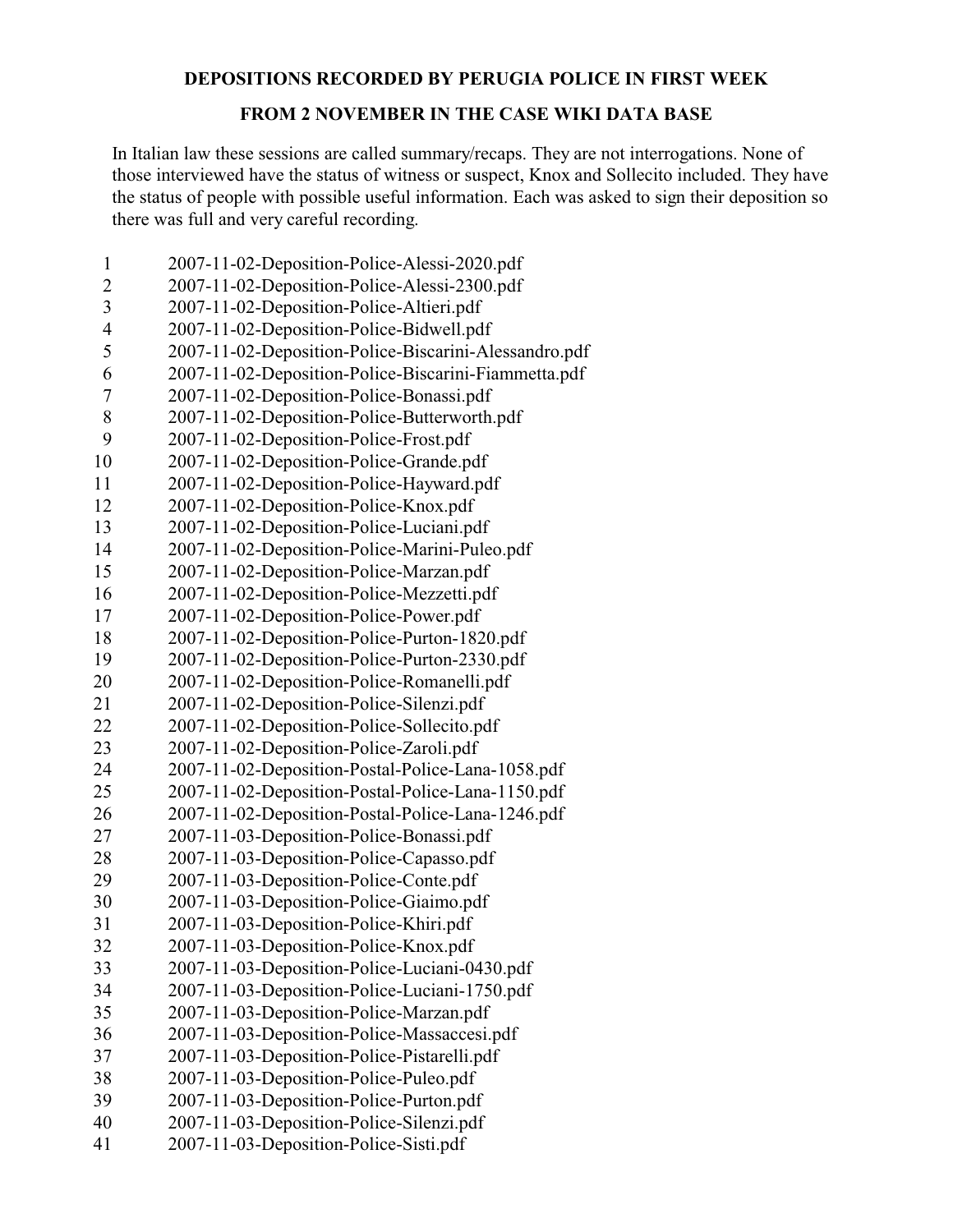**DEPOSITIONS RECORDED BY PERUGIA POLICE IN FIRST WEEK**

**FROM 2 NOVEMBER IN THE CASE WIKI DATA BASE**

In Italian law these sessions are called summary/recaps. They are not interrogations. None of those interviewed have the status of witness or suspect, Knox and Sollecito included. They have the status of people with possible useful information. Each was asked to sign their deposition so there was full and very careful recording.

1. 2007-11-02-Deposition-Police-Alessi-2020.pdf
2. 2007-11-02-Deposition-Police-Alessi-2300.pdf
3. 2007-11-02-Deposition-Police-Altieri.pdf
4. 2007-11-02-Deposition-Police-Bidwell.pdf
5. 2007-11-02-Deposition-Police-Biscarini-Alessandro.pdf
6. 2007-11-02-Deposition-Police-Biscarini-Fiammetta.pdf
7. 2007-11-02-Deposition-Police-Bonassi.pdf
8. 2007-11-02-Deposition-Police-Butterworth.pdf
9. 2007-11-02-Deposition-Police-Frost.pdf
10. 2007-11-02-Deposition-Police-Grande.pdf
11. 2007-11-02-Deposition-Police-Hayward.pdf
12. 2007-11-02-Deposition-Police-Knox.pdf
13. 2007-11-02-Deposition-Police-Luciani.pdf
14. 2007-11-02-Deposition-Police-Marini-Puleo.pdf
15. 2007-11-02-Deposition-Police-Marzan.pdf
16. 2007-11-02-Deposition-Police-Mezzetti.pdf
17. 2007-11-02-Deposition-Police-Power.pdf
18. 2007-11-02-Deposition-Police-Purton-1820.pdf
19. 2007-11-02-Deposition-Police-Purton-2330.pdf
20. 2007-11-02-Deposition-Police-Romanelli.pdf
21. 2007-11-02-Deposition-Police-Silenzi.pdf
22. 2007-11-02-Deposition-Police-Sollecito.pdf
23. 2007-11-02-Deposition-Police-Zaroli.pdf
24. 2007-11-02-Deposition-Postal-Police-Lana-1058.pdf
25. 2007-11-02-Deposition-Postal-Police-Lana-1150.pdf
26. 2007-11-02-Deposition-Postal-Police-Lana-1246.pdf
27. 2007-11-03-Deposition-Police-Bonassi.pdf
28. 2007-11-03-Deposition-Police-Capasso.pdf
29. 2007-11-03-Deposition-Police-Conte.pdf
30. 2007-11-03-Deposition-Police-Giaimo.pdf
31. 2007-11-03-Deposition-Police-Khiri.pdf
32. 2007-11-03-Deposition-Police-Knox.pdf
33. 2007-11-03-Deposition-Police-Luciani-0430.pdf
34. 2007-11-03-Deposition-Police-Luciani-1750.pdf
35. 2007-11-03-Deposition-Police-Marzan.pdf
36. 2007-11-03-Deposition-Police-Massaccesi.pdf
37. 2007-11-03-Deposition-Police-Pistarelli.pdf
38. 2007-11-03-Deposition-Police-Puleo.pdf
39. 2007-11-03-Deposition-Police-Purton.pdf
40. 2007-11-03-Deposition-Police-Silenzi.pdf
41. 2007-11-03-Deposition-Police-Sisti.pdf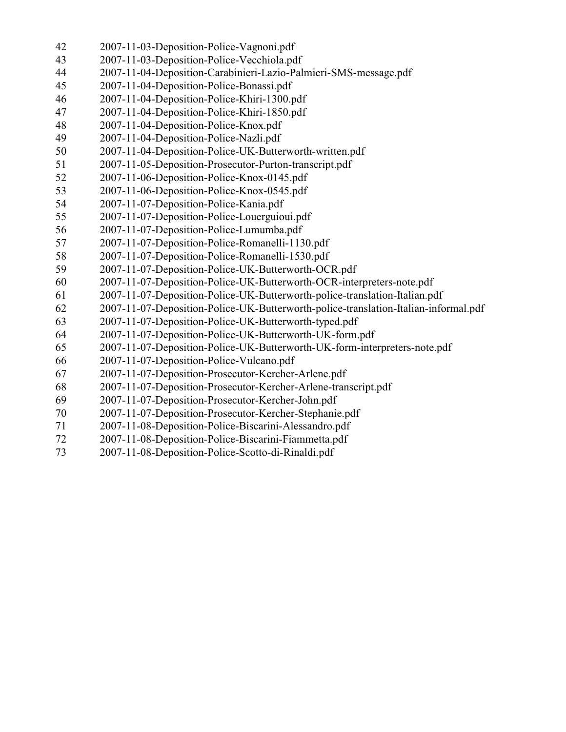42 2007-11-03-Deposition-Police-Vagnoni.pdf
43 2007-11-03-Deposition-Police-Vecchiola.pdf
44 2007-11-04-Deposition-Carabinieri-Lazio-Palmieri-SMS-message.pdf
45 2007-11-04-Deposition-Police-Bonassi.pdf
46 2007-11-04-Deposition-Police-Khiri-1300.pdf
47 2007-11-04-Deposition-Police-Khiri-1850.pdf
48 2007-11-04-Deposition-Police-Knox.pdf
49 2007-11-04-Deposition-Police-Nazli.pdf
50 2007-11-04-Deposition-Police-UK-Butterworth-written.pdf
51 2007-11-05-Deposition-Prosecutor-Purton-transcript.pdf
52 2007-11-06-Deposition-Police-Knox-0145.pdf
53 2007-11-06-Deposition-Police-Knox-0545.pdf
54 2007-11-07-Deposition-Police-Kania.pdf
55 2007-11-07-Deposition-Police-Louerguioui.pdf
56 2007-11-07-Deposition-Police-Lumumba.pdf
57 2007-11-07-Deposition-Police-Romanelli-1130.pdf
58 2007-11-07-Deposition-Police-Romanelli-1530.pdf
59 2007-11-07-Deposition-Police-UK-Butterworth-OCR.pdf
60 2007-11-07-Deposition-Police-UK-Butterworth-OCR-interpreters-note.pdf
61 2007-11-07-Deposition-Police-UK-Butterworth-police-translation-Italian.pdf
62 2007-11-07-Deposition-Police-UK-Butterworth-police-translation-Italian-informal.pdf
63 2007-11-07-Deposition-Police-UK-Butterworth-typed.pdf
64 2007-11-07-Deposition-Police-UK-Butterworth-UK-form.pdf
65 2007-11-07-Deposition-Police-UK-Butterworth-UK-form-interpreters-note.pdf
66 2007-11-07-Deposition-Police-Vulcano.pdf
67 2007-11-07-Deposition-Prosecutor-Kercher-Arlene.pdf
68 2007-11-07-Deposition-Prosecutor-Kercher-Arlene-transcript.pdf
69 2007-11-07-Deposition-Prosecutor-Kercher-John.pdf
70 2007-11-07-Deposition-Prosecutor-Kercher-Stephanie.pdf
71 2007-11-08-Deposition-Police-Biscarini-Alessandro.pdf
72 2007-11-08-Deposition-Police-Biscarini-Fiammetta.pdf
73 2007-11-08-Deposition-Police-Scotto-di-Rinaldi.pdf